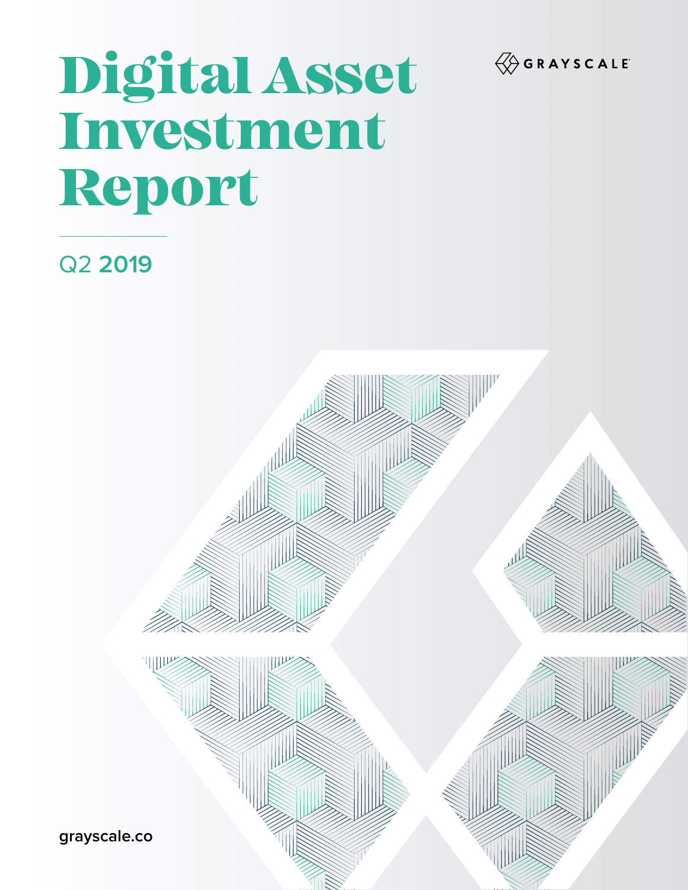GRAYSCALE

# Digital Asset Investment Report

## Q2 2019

grayscale.co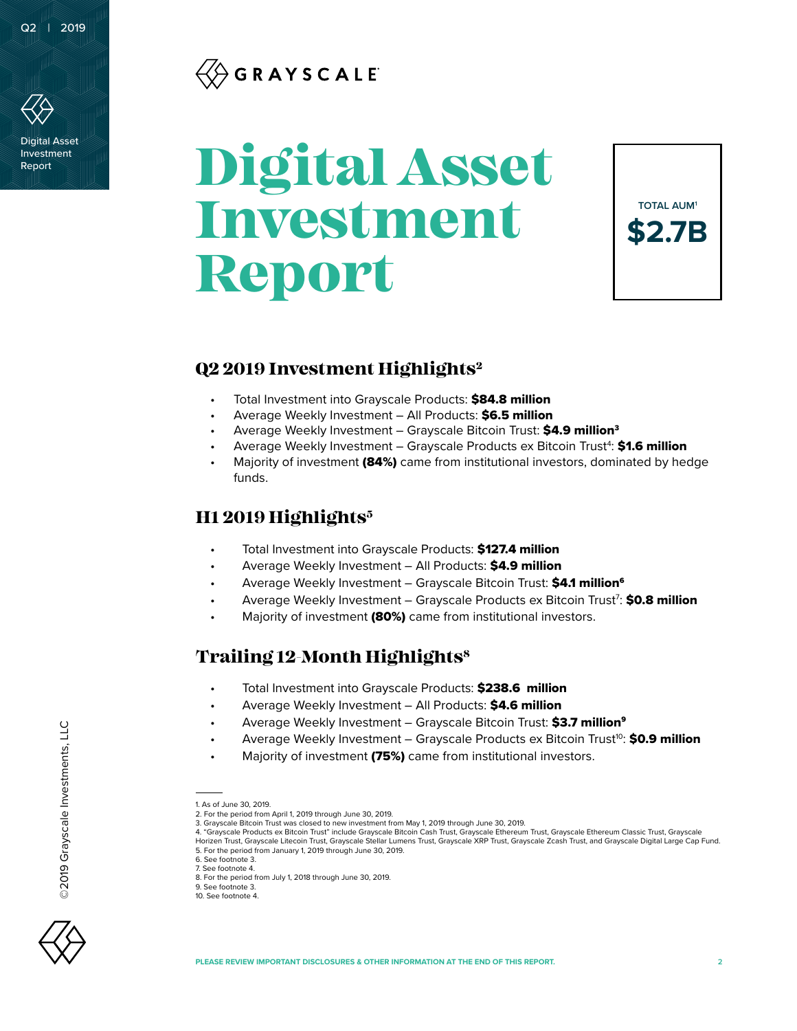# Digital Asset Investment Report

TOTAL AUM[1]

**$2.7B**

## Q2 2019 Investment Highlights[2]

- Total Investment into Grayscale Products: **$84.8 million**
- Average Weekly Investment – All Products: **$6.5 million**
- Average Weekly Investment – Grayscale Bitcoin Trust: **$4.9 million**[3]
- Average Weekly Investment – Grayscale Products ex Bitcoin Trust[4]: **$1.6 million**
- Majority of investment **(84%)** came from institutional investors, dominated by hedge funds.

## H1 2019 Highlights[5]

- Total Investment into Grayscale Products: **$127.4 million**
- Average Weekly Investment – All Products: **$4.9 million**
- Average Weekly Investment – Grayscale Bitcoin Trust: **$4.1 million**[6]
- Average Weekly Investment – Grayscale Products ex Bitcoin Trust[7]: **$0.8 million**
- Majority of investment **(80%)** came from institutional investors.

## Trailing 12-Month Highlights[8]

- Total Investment into Grayscale Products: **$238.6 million**
- Average Weekly Investment – All Products: **$4.6 million**
- Average Weekly Investment – Grayscale Bitcoin Trust: **$3.7 million**[9]
- Average Weekly Investment – Grayscale Products ex Bitcoin Trust[10]: **$0.9 million**
- Majority of investment **(75%)** came from institutional investors.

---

1. As of June 30, 2019.
2. For the period from April 1, 2019 through June 30, 2019.
3. Grayscale Bitcoin Trust was closed to new investment from May 1, 2019 through June 30, 2019.
4. "Grayscale Products ex Bitcoin Trust" include Grayscale Bitcoin Cash Trust, Grayscale Ethereum Trust, Grayscale Ethereum Classic Trust, Grayscale Horizen Trust, Grayscale Litecoin Trust, Grayscale Stellar Lumens Trust, Grayscale XRP Trust, Grayscale Zcash Trust, and Grayscale Digital Large Cap Fund.
5. For the period from January 1, 2019 through June 30, 2019.
6. See footnote 3.
7. See footnote 4.
8. For the period from July 1, 2018 through June 30, 2019.
9. See footnote 3.
10. See footnote 4.

PLEASE REVIEW IMPORTANT DISCLOSURES & OTHER INFORMATION AT THE END OF THIS REPORT.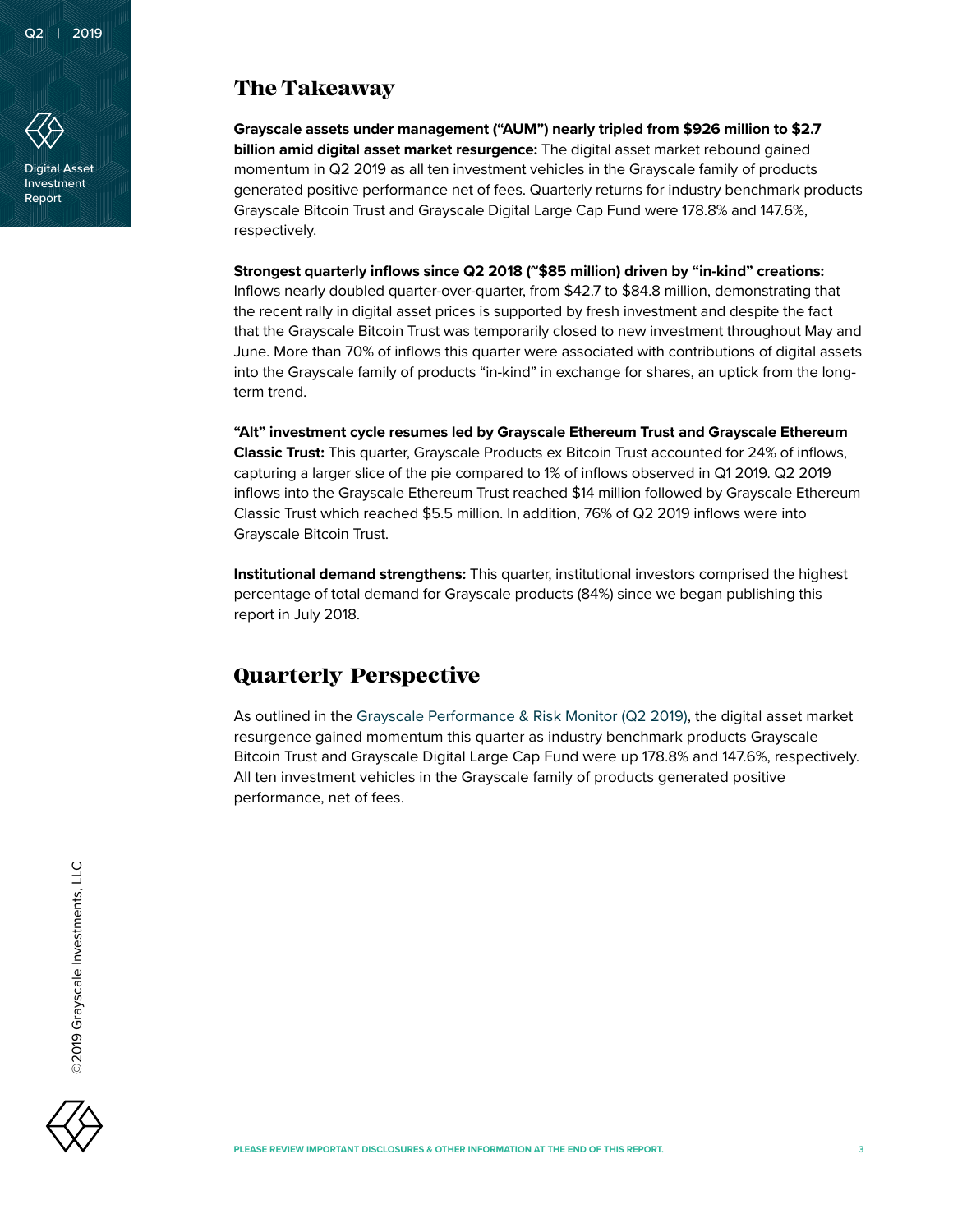## The Takeaway

**Grayscale assets under management ("AUM") nearly tripled from $926 million to $2.7 billion amid digital asset market resurgence:** The digital asset market rebound gained momentum in Q2 2019 as all ten investment vehicles in the Grayscale family of products generated positive performance net of fees. Quarterly returns for industry benchmark products Grayscale Bitcoin Trust and Grayscale Digital Large Cap Fund were 178.8% and 147.6%, respectively.

**Strongest quarterly inflows since Q2 2018 (~$85 million) driven by "in-kind" creations:** Inflows nearly doubled quarter-over-quarter, from $42.7 to $84.8 million, demonstrating that the recent rally in digital asset prices is supported by fresh investment and despite the fact that the Grayscale Bitcoin Trust was temporarily closed to new investment throughout May and June. More than 70% of inflows this quarter were associated with contributions of digital assets into the Grayscale family of products "in-kind" in exchange for shares, an uptick from the long-term trend.

**"Alt" investment cycle resumes led by Grayscale Ethereum Trust and Grayscale Ethereum Classic Trust:** This quarter, Grayscale Products ex Bitcoin Trust accounted for 24% of inflows, capturing a larger slice of the pie compared to 1% of inflows observed in Q1 2019. Q2 2019 inflows into the Grayscale Ethereum Trust reached $14 million followed by Grayscale Ethereum Classic Trust which reached $5.5 million. In addition, 76% of Q2 2019 inflows were into Grayscale Bitcoin Trust.

**Institutional demand strengthens:** This quarter, institutional investors comprised the highest percentage of total demand for Grayscale products (84%) since we began publishing this report in July 2018.

## Quarterly Perspective

As outlined in the Grayscale Performance & Risk Monitor (Q2 2019), the digital asset market resurgence gained momentum this quarter as industry benchmark products Grayscale Bitcoin Trust and Grayscale Digital Large Cap Fund were up 178.8% and 147.6%, respectively. All ten investment vehicles in the Grayscale family of products generated positive performance, net of fees.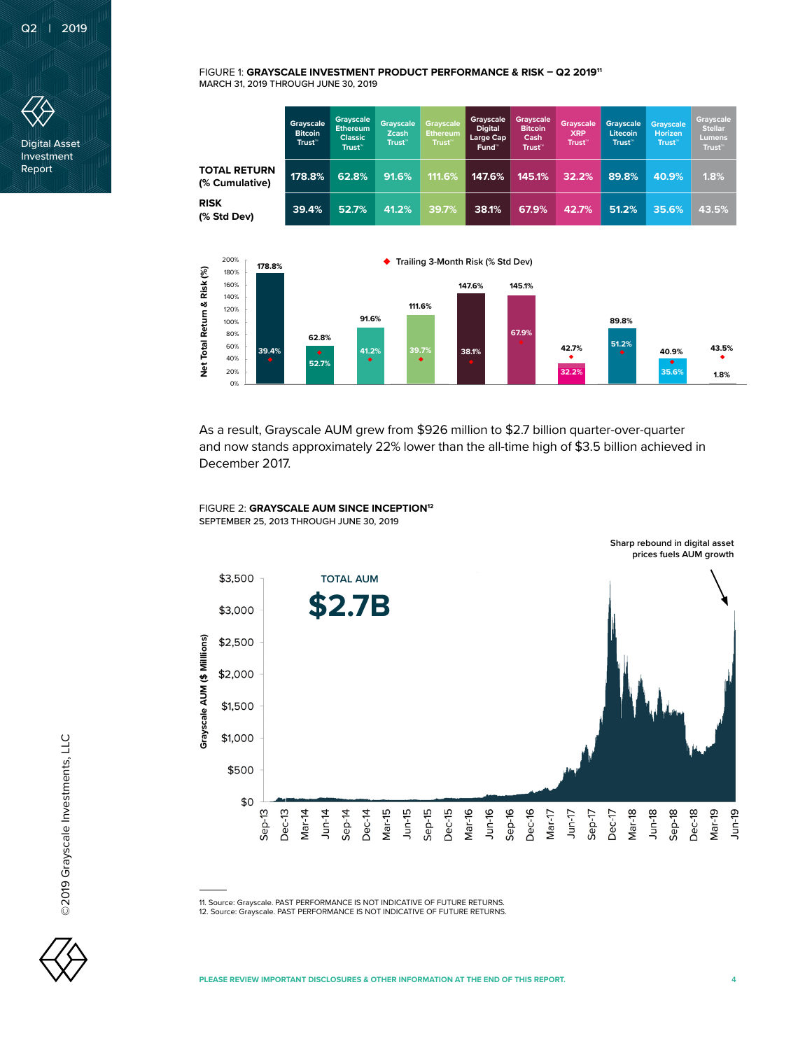FIGURE 1: **GRAYSCALE INVESTMENT PRODUCT PERFORMANCE & RISK – Q2 2019**[11]
MARCH 31, 2019 THROUGH JUNE 30, 2019

| | Grayscale Bitcoin Trust℠ | Grayscale Ethereum Classic Trust℠ | Grayscale Zcash Trust℠ | Grayscale Ethereum Trust℠ | Grayscale Digital Large Cap Fund℠ | Grayscale Bitcoin Cash Trust℠ | Grayscale XRP Trust℠ | Grayscale Litecoin Trust℠ | Grayscale Horizen Trust℠ | Grayscale Stellar Lumens Trust℠ |
|---|---|---|---|---|---|---|---|---|---|---|
| **TOTAL RETURN (% Cumulative)** | 178.8% | 62.8% | 91.6% | 111.6% | 147.6% | 145.1% | 32.2% | 89.8% | 40.9% | 1.8% |
| **RISK (% Std Dev)** | 39.4% | 52.7% | 41.2% | 39.7% | 38.1% | 67.9% | 42.7% | 51.2% | 35.6% | 43.5% |

As a result, Grayscale AUM grew from $926 million to $2.7 billion quarter-over-quarter and now stands approximately 22% lower than the all-time high of $3.5 billion achieved in December 2017.

FIGURE 2: **GRAYSCALE AUM SINCE INCEPTION**[12]
SEPTEMBER 25, 2013 THROUGH JUNE 30, 2019

11. Source: Grayscale. PAST PERFORMANCE IS NOT INDICATIVE OF FUTURE RETURNS.
12. Source: Grayscale. PAST PERFORMANCE IS NOT INDICATIVE OF FUTURE RETURNS.

PLEASE REVIEW IMPORTANT DISCLOSURES & OTHER INFORMATION AT THE END OF THIS REPORT.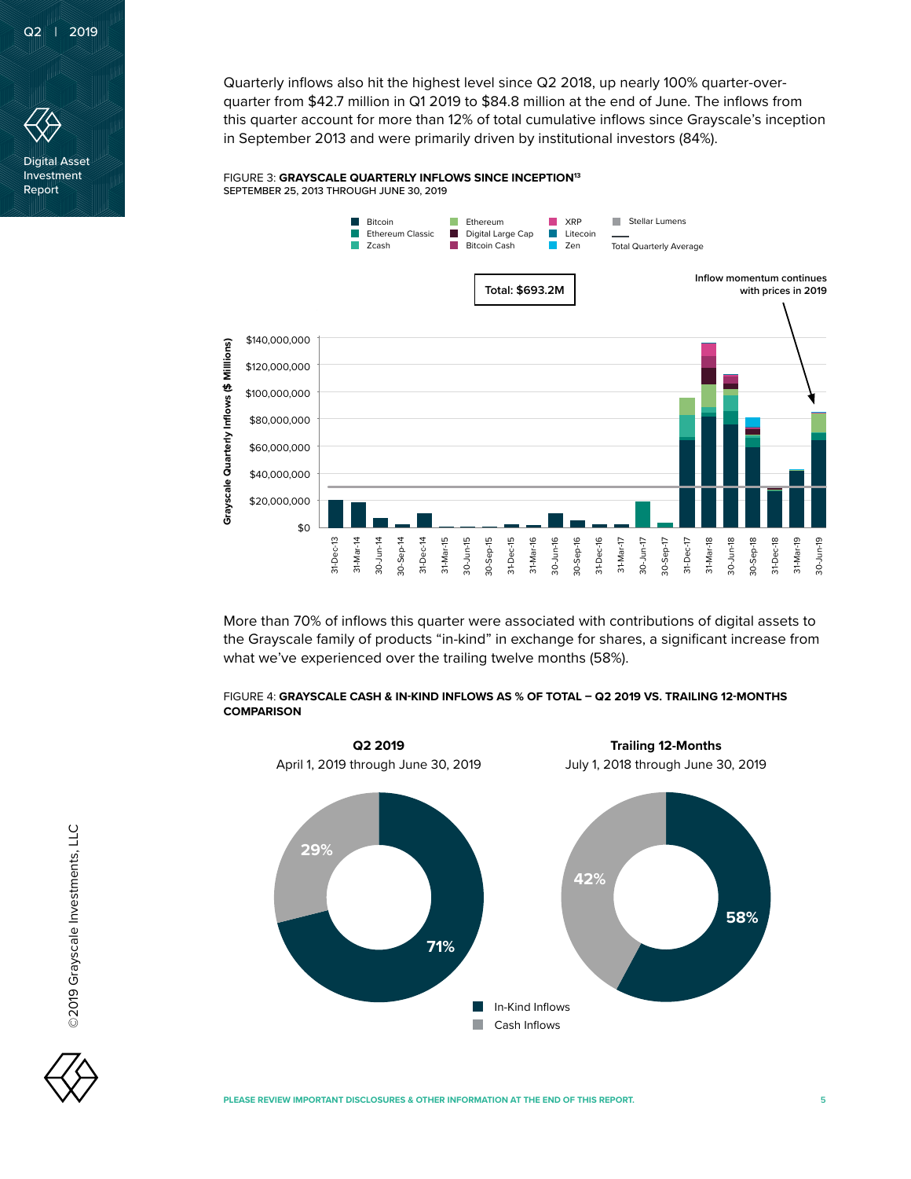Quarterly inflows also hit the highest level since Q2 2018, up nearly 100% quarter-over-quarter from $42.7 million in Q1 2019 to $84.8 million at the end of June. The inflows from this quarter account for more than 12% of total cumulative inflows since Grayscale's inception in September 2013 and were primarily driven by institutional investors (84%).

FIGURE 3: **GRAYSCALE QUARTERLY INFLOWS SINCE INCEPTION**[13]
SEPTEMBER 25, 2013 THROUGH JUNE 30, 2019

More than 70% of inflows this quarter were associated with contributions of digital assets to the Grayscale family of products "in-kind" in exchange for shares, a significant increase from what we've experienced over the trailing twelve months (58%).

FIGURE 4: **GRAYSCALE CASH & IN-KIND INFLOWS AS % OF TOTAL – Q2 2019 VS. TRAILING 12-MONTHS COMPARISON**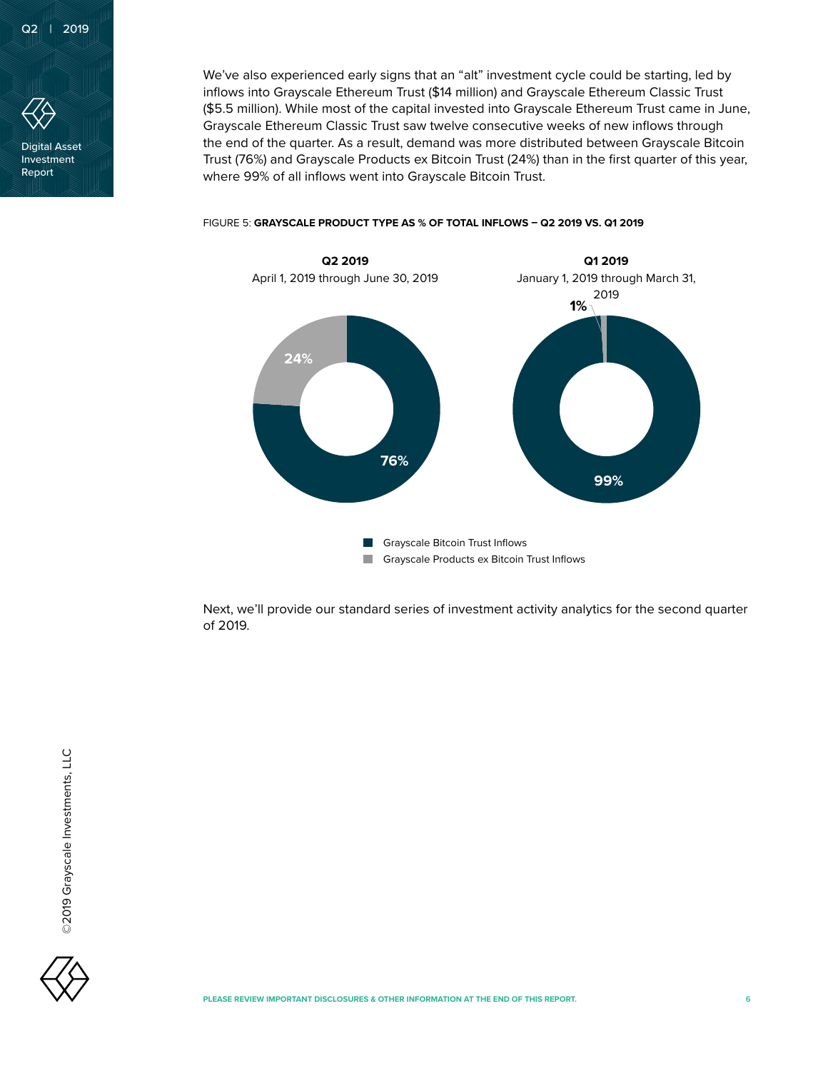We've also experienced early signs that an "alt" investment cycle could be starting, led by inflows into Grayscale Ethereum Trust ($14 million) and Grayscale Ethereum Classic Trust ($5.5 million). While most of the capital invested into Grayscale Ethereum Trust came in June, Grayscale Ethereum Classic Trust saw twelve consecutive weeks of new inflows through the end of the quarter. As a result, demand was more distributed between Grayscale Bitcoin Trust (76%) and Grayscale Products ex Bitcoin Trust (24%) than in the first quarter of this year, where 99% of all inflows went into Grayscale Bitcoin Trust.

FIGURE 5: **GRAYSCALE PRODUCT TYPE AS % OF TOTAL INFLOWS – Q2 2019 VS. Q1 2019**

| | Q2 2019 (April 1, 2019 through June 30, 2019) | Q1 2019 (January 1, 2019 through March 31, 2019) |
|---|---|---|
| Grayscale Bitcoin Trust Inflows | 76% | 99% |
| Grayscale Products ex Bitcoin Trust Inflows | 24% | 1% |

Next, we'll provide our standard series of investment activity analytics for the second quarter of 2019.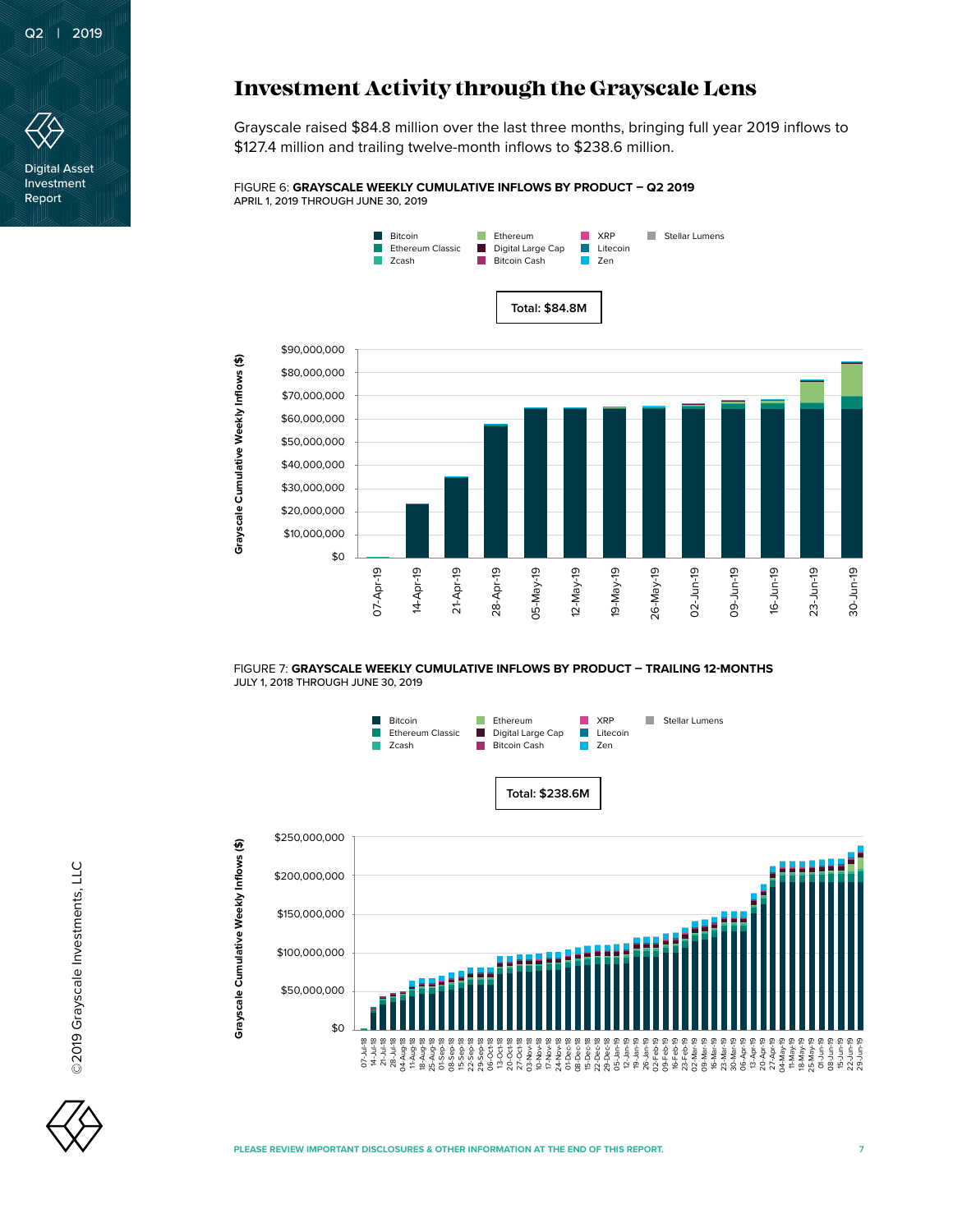# Investment Activity through the Grayscale Lens

Grayscale raised $84.8 million over the last three months, bringing full year 2019 inflows to $127.4 million and trailing twelve-month inflows to $238.6 million.

FIGURE 6: **GRAYSCALE WEEKLY CUMULATIVE INFLOWS BY PRODUCT – Q2 2019**
APRIL 1, 2019 THROUGH JUNE 30, 2019

Bitcoin | Ethereum | XRP | Stellar Lumens | Ethereum Classic | Digital Large Cap | Litecoin | Zcash | Bitcoin Cash | Zen

**Total: $84.8M**

Grayscale Cumulative Weekly Inflows ($)

$90,000,000 | $80,000,000 | $70,000,000 | $60,000,000 | $50,000,000 | $40,000,000 | $30,000,000 | $20,000,000 | $10,000,000 | $0

07-Apr-19 | 14-Apr-19 | 21-Apr-19 | 28-Apr-19 | 05-May-19 | 12-May-19 | 19-May-19 | 26-May-19 | 02-Jun-19 | 09-Jun-19 | 16-Jun-19 | 23-Jun-19 | 30-Jun-19

FIGURE 7: **GRAYSCALE WEEKLY CUMULATIVE INFLOWS BY PRODUCT – TRAILING 12-MONTHS**
JULY 1, 2018 THROUGH JUNE 30, 2019

Bitcoin | Ethereum | XRP | Stellar Lumens | Ethereum Classic | Digital Large Cap | Litecoin | Zcash | Bitcoin Cash | Zen

**Total: $238.6M**

Grayscale Cumulative Weekly Inflows ($)

$250,000,000 | $200,000,000 | $150,000,000 | $100,000,000 | $50,000,000 | $0

07-Jul-18 | 14-Jul-18 | 21-Jul-18 | 28-Jul-18 | 04-Aug-18 | 11-Aug-18 | 18-Aug-18 | 25-Aug-18 | 01-Sep-18 | 08-Sep-18 | 15-Sep-18 | 22-Sep-18 | 29-Sep-18 | 06-Oct-18 | 13-Oct-18 | 20-Oct-18 | 27-Oct-18 | 03-Nov-18 | 10-Nov-18 | 17-Nov-18 | 24-Nov-18 | 01-Dec-18 | 08-Dec-18 | 15-Dec-18 | 22-Dec-18 | 29-Dec-18 | 05-Jan-19 | 12-Jan-19 | 19-Jan-19 | 26-Jan-19 | 02-Feb-19 | 09-Feb-19 | 16-Feb-19 | 23-Feb-19 | 02-Mar-19 | 09-Mar-19 | 16-Mar-19 | 23-Mar-19 | 30-Mar-19 | 06-Apr-19 | 13-Apr-19 | 20-Apr-19 | 27-Apr-19 | 04-May-19 | 11-May-19 | 18-May-19 | 25-May-19 | 01-Jun-19 | 08-Jun-19 | 15-Jun-19 | 22-Jun-19 | 29-Jun-19

©2019 Grayscale Investments, LLC

PLEASE REVIEW IMPORTANT DISCLOSURES & OTHER INFORMATION AT THE END OF THIS REPORT.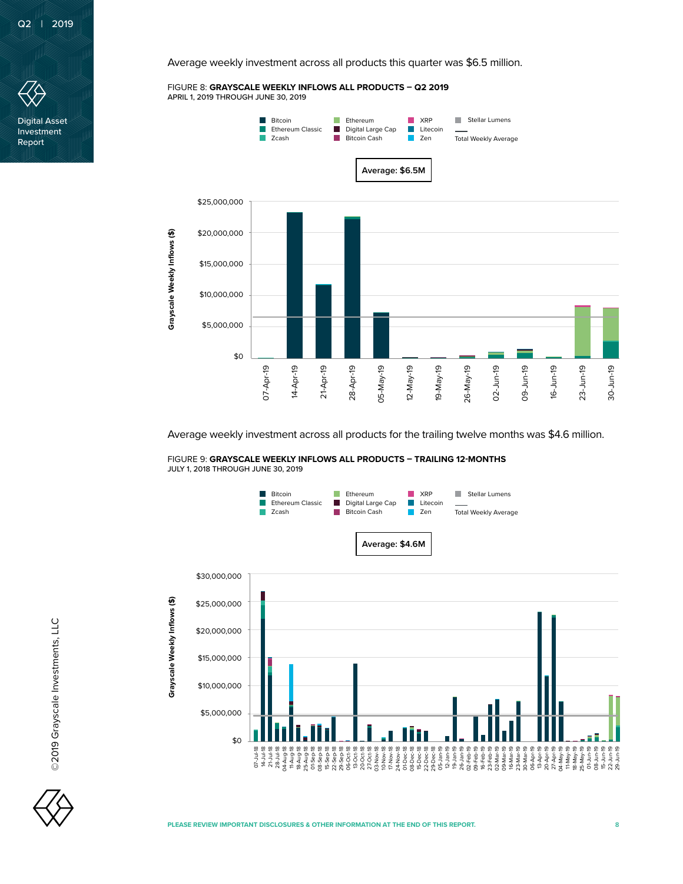Average weekly investment across all products this quarter was $6.5 million.

FIGURE 8: **GRAYSCALE WEEKLY INFLOWS ALL PRODUCTS – Q2 2019**
APRIL 1, 2019 THROUGH JUNE 30, 2019

Average weekly investment across all products for the trailing twelve months was $4.6 million.

FIGURE 9: **GRAYSCALE WEEKLY INFLOWS ALL PRODUCTS – TRAILING 12-MONTHS**
JULY 1, 2018 THROUGH JUNE 30, 2019

PLEASE REVIEW IMPORTANT DISCLOSURES & OTHER INFORMATION AT THE END OF THIS REPORT.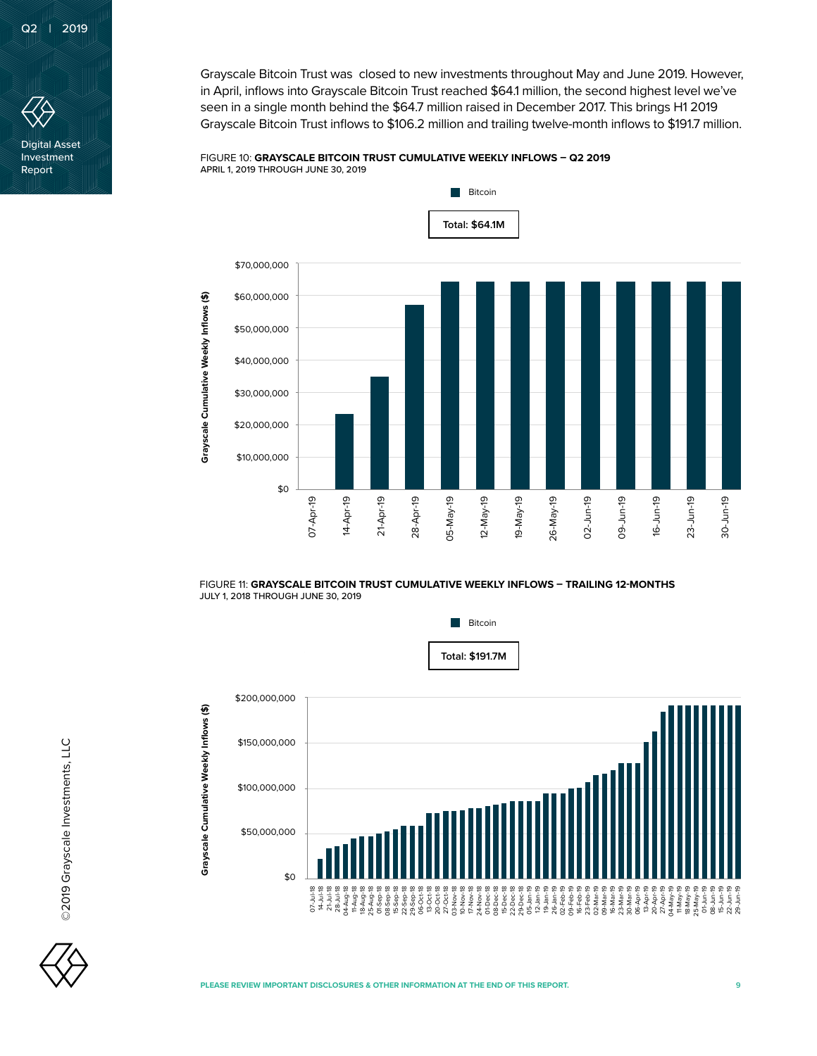Grayscale Bitcoin Trust was closed to new investments throughout May and June 2019. However, in April, inflows into Grayscale Bitcoin Trust reached $64.1 million, the second highest level we've seen in a single month behind the $64.7 million raised in December 2017. This brings H1 2019 Grayscale Bitcoin Trust inflows to $106.2 million and trailing twelve-month inflows to $191.7 million.

FIGURE 10: **GRAYSCALE BITCOIN TRUST CUMULATIVE WEEKLY INFLOWS – Q2 2019**
APRIL 1, 2019 THROUGH JUNE 30, 2019

Bitcoin

Total: $64.1M

FIGURE 11: **GRAYSCALE BITCOIN TRUST CUMULATIVE WEEKLY INFLOWS – TRAILING 12-MONTHS**
JULY 1, 2018 THROUGH JUNE 30, 2019

Bitcoin

Total: $191.7M

©2019 Grayscale Investments, LLC

**PLEASE REVIEW IMPORTANT DISCLOSURES & OTHER INFORMATION AT THE END OF THIS REPORT.**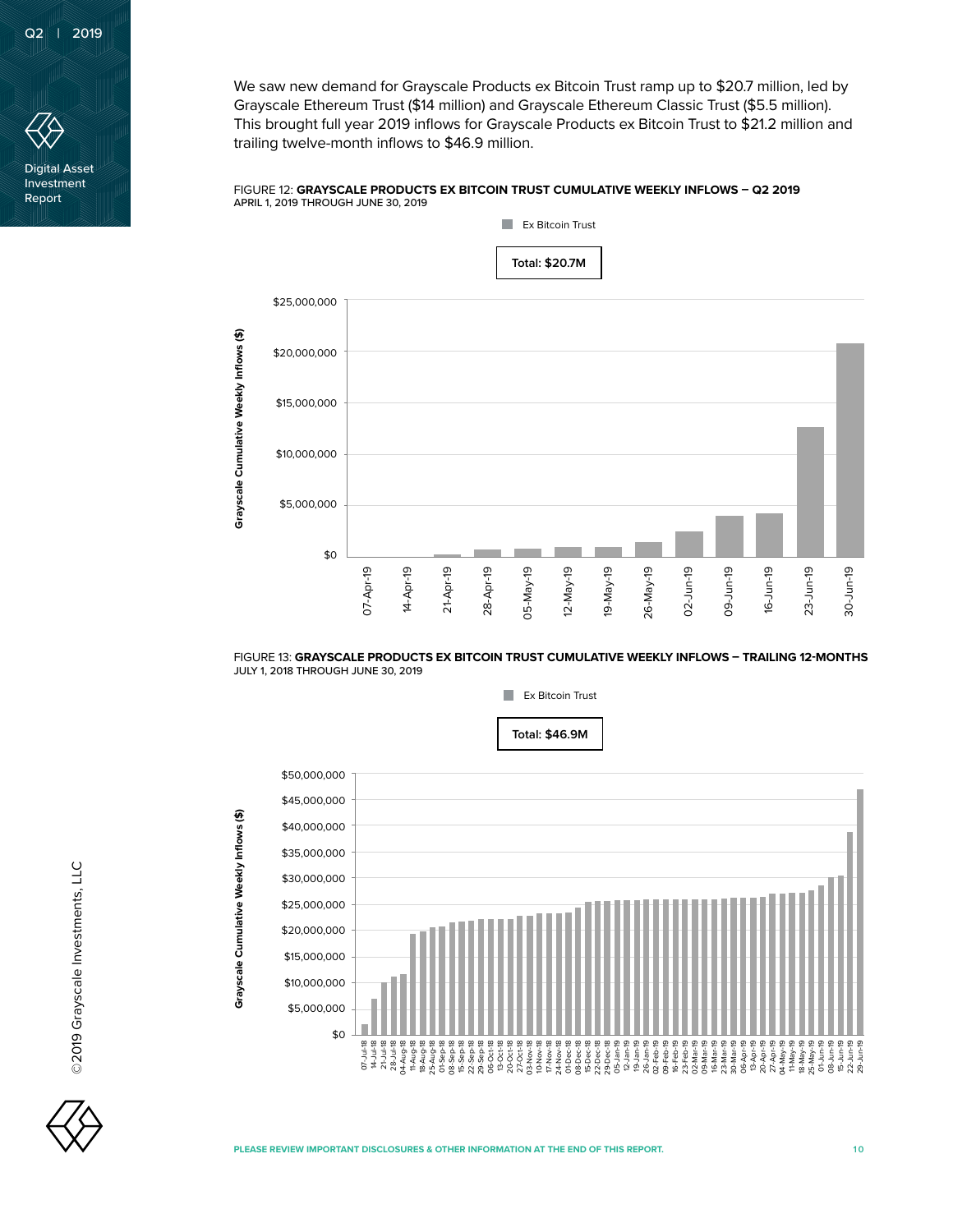We saw new demand for Grayscale Products ex Bitcoin Trust ramp up to $20.7 million, led by Grayscale Ethereum Trust ($14 million) and Grayscale Ethereum Classic Trust ($5.5 million). This brought full year 2019 inflows for Grayscale Products ex Bitcoin Trust to $21.2 million and trailing twelve-month inflows to $46.9 million.

FIGURE 12: **GRAYSCALE PRODUCTS EX BITCOIN TRUST CUMULATIVE WEEKLY INFLOWS – Q2 2019**
APRIL 1, 2019 THROUGH JUNE 30, 2019

Ex Bitcoin Trust

Total: $20.7M

FIGURE 13: **GRAYSCALE PRODUCTS EX BITCOIN TRUST CUMULATIVE WEEKLY INFLOWS – TRAILING 12-MONTHS**
JULY 1, 2018 THROUGH JUNE 30, 2019

Ex Bitcoin Trust

Total: $46.9M

PLEASE REVIEW IMPORTANT DISCLOSURES & OTHER INFORMATION AT THE END OF THIS REPORT.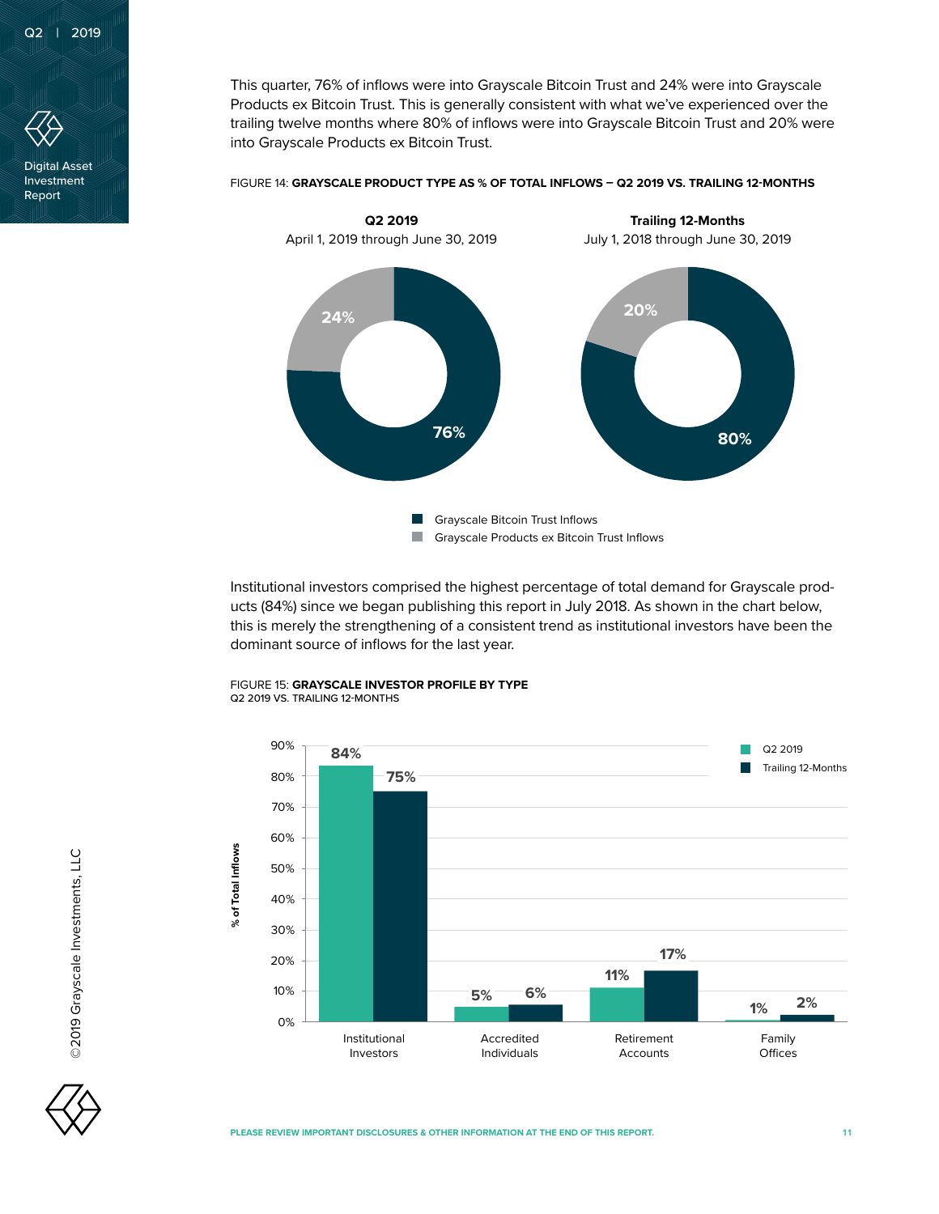This quarter, 76% of inflows were into Grayscale Bitcoin Trust and 24% were into Grayscale Products ex Bitcoin Trust. This is generally consistent with what we've experienced over the trailing twelve months where 80% of inflows were into Grayscale Bitcoin Trust and 20% were into Grayscale Products ex Bitcoin Trust.

FIGURE 14: **GRAYSCALE PRODUCT TYPE AS % OF TOTAL INFLOWS – Q2 2019 VS. TRAILING 12-MONTHS**

| | Q2 2019 (April 1, 2019 through June 30, 2019) | Trailing 12-Months (July 1, 2018 through June 30, 2019) |
|---|---|---|
| Grayscale Bitcoin Trust Inflows | 76% | 80% |
| Grayscale Products ex Bitcoin Trust Inflows | 24% | 20% |

Institutional investors comprised the highest percentage of total demand for Grayscale products (84%) since we began publishing this report in July 2018. As shown in the chart below, this is merely the strengthening of a consistent trend as institutional investors have been the dominant source of inflows for the last year.

FIGURE 15: **GRAYSCALE INVESTOR PROFILE BY TYPE**
Q2 2019 VS. TRAILING 12-MONTHS

| % of Total Inflows | Q2 2019 | Trailing 12-Months |
|---|---|---|
| Institutional Investors | 84% | 75% |
| Accredited Individuals | 5% | 6% |
| Retirement Accounts | 11% | 17% |
| Family Offices | 1% | 2% |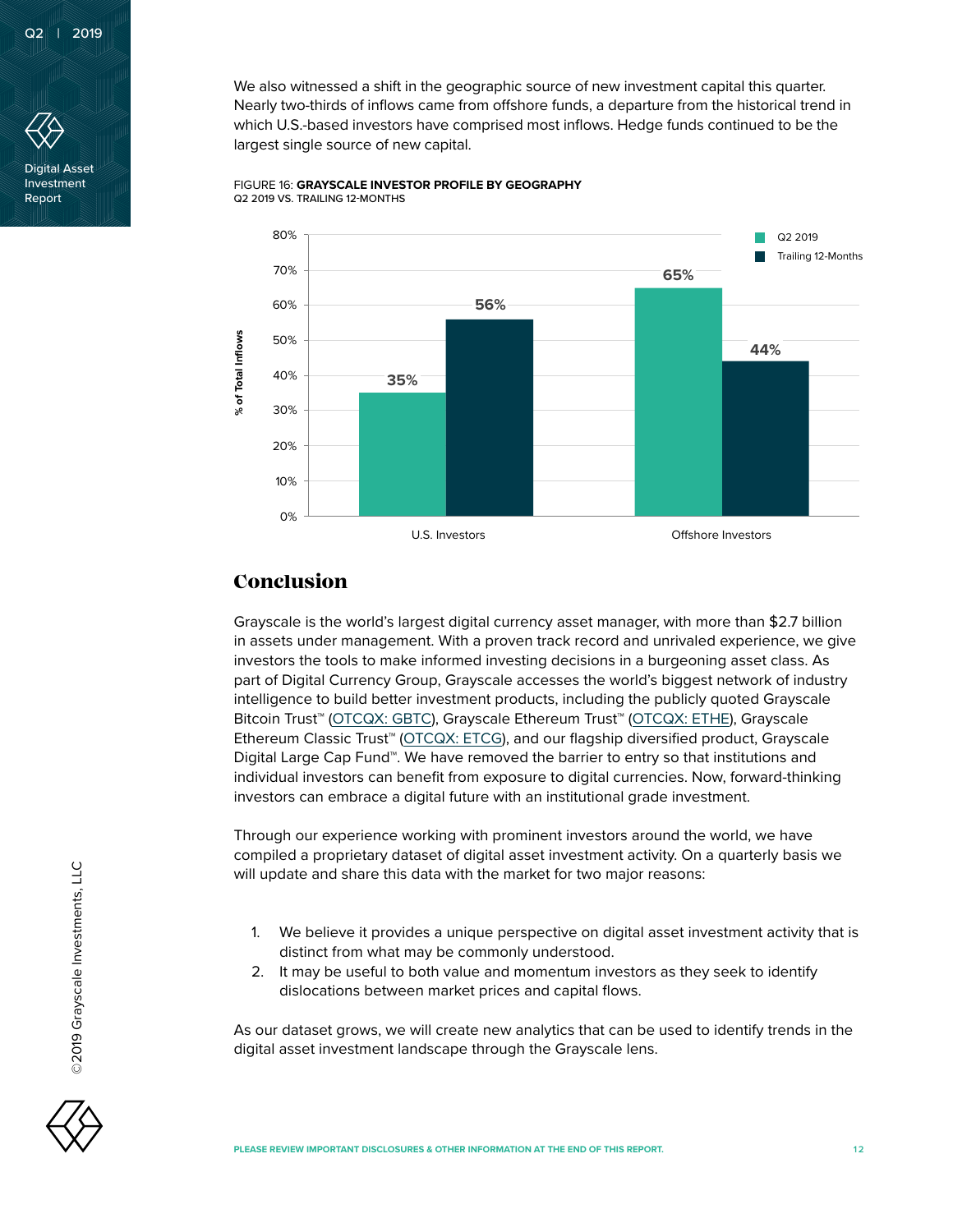We also witnessed a shift in the geographic source of new investment capital this quarter. Nearly two-thirds of inflows came from offshore funds, a departure from the historical trend in which U.S.-based investors have comprised most inflows. Hedge funds continued to be the largest single source of new capital.

FIGURE 16: **GRAYSCALE INVESTOR PROFILE BY GEOGRAPHY**
Q2 2019 VS. TRAILING 12-MONTHS

| % of Total Inflows | Q2 2019 | Trailing 12-Months |
| --- | --- | --- |
| U.S. Investors | 35% | 56% |
| Offshore Investors | 65% | 44% |

## Conclusion

Grayscale is the world's largest digital currency asset manager, with more than $2.7 billion in assets under management. With a proven track record and unrivaled experience, we give investors the tools to make informed investing decisions in a burgeoning asset class. As part of Digital Currency Group, Grayscale accesses the world's biggest network of industry intelligence to build better investment products, including the publicly quoted Grayscale Bitcoin Trust™ (OTCQX: GBTC), Grayscale Ethereum Trust™ (OTCQX: ETHE), Grayscale Ethereum Classic Trust™ (OTCQX: ETCG), and our flagship diversified product, Grayscale Digital Large Cap Fund™. We have removed the barrier to entry so that institutions and individual investors can benefit from exposure to digital currencies. Now, forward-thinking investors can embrace a digital future with an institutional grade investment.

Through our experience working with prominent investors around the world, we have compiled a proprietary dataset of digital asset investment activity. On a quarterly basis we will update and share this data with the market for two major reasons:

1. We believe it provides a unique perspective on digital asset investment activity that is distinct from what may be commonly understood.
2. It may be useful to both value and momentum investors as they seek to identify dislocations between market prices and capital flows.

As our dataset grows, we will create new analytics that can be used to identify trends in the digital asset investment landscape through the Grayscale lens.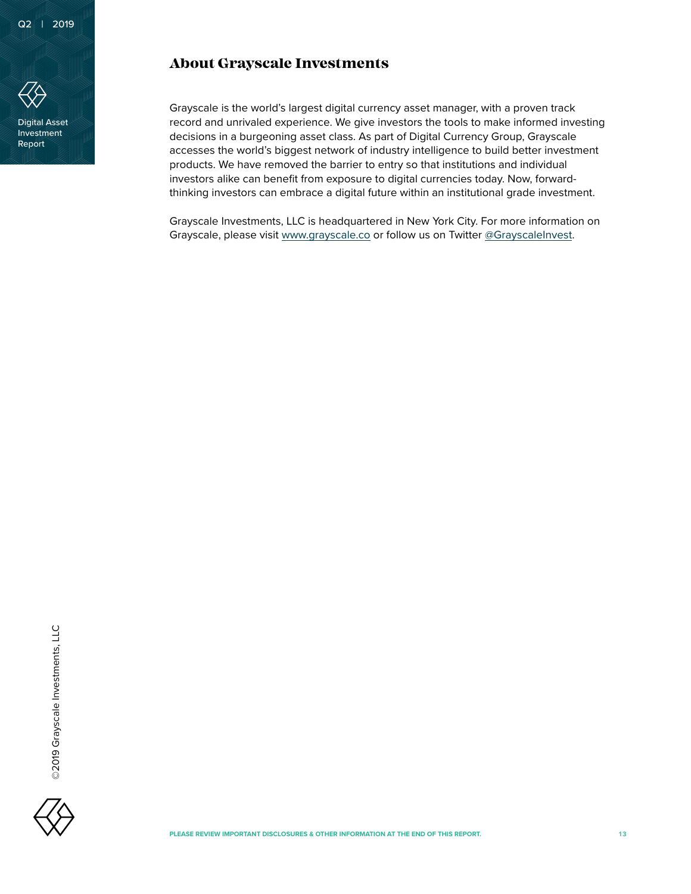## About Grayscale Investments

Grayscale is the world's largest digital currency asset manager, with a proven track record and unrivaled experience. We give investors the tools to make informed investing decisions in a burgeoning asset class. As part of Digital Currency Group, Grayscale accesses the world's biggest network of industry intelligence to build better investment products. We have removed the barrier to entry so that institutions and individual investors alike can benefit from exposure to digital currencies today. Now, forward-thinking investors can embrace a digital future within an institutional grade investment.

Grayscale Investments, LLC is headquartered in New York City. For more information on Grayscale, please visit www.grayscale.co or follow us on Twitter @GrayscaleInvest.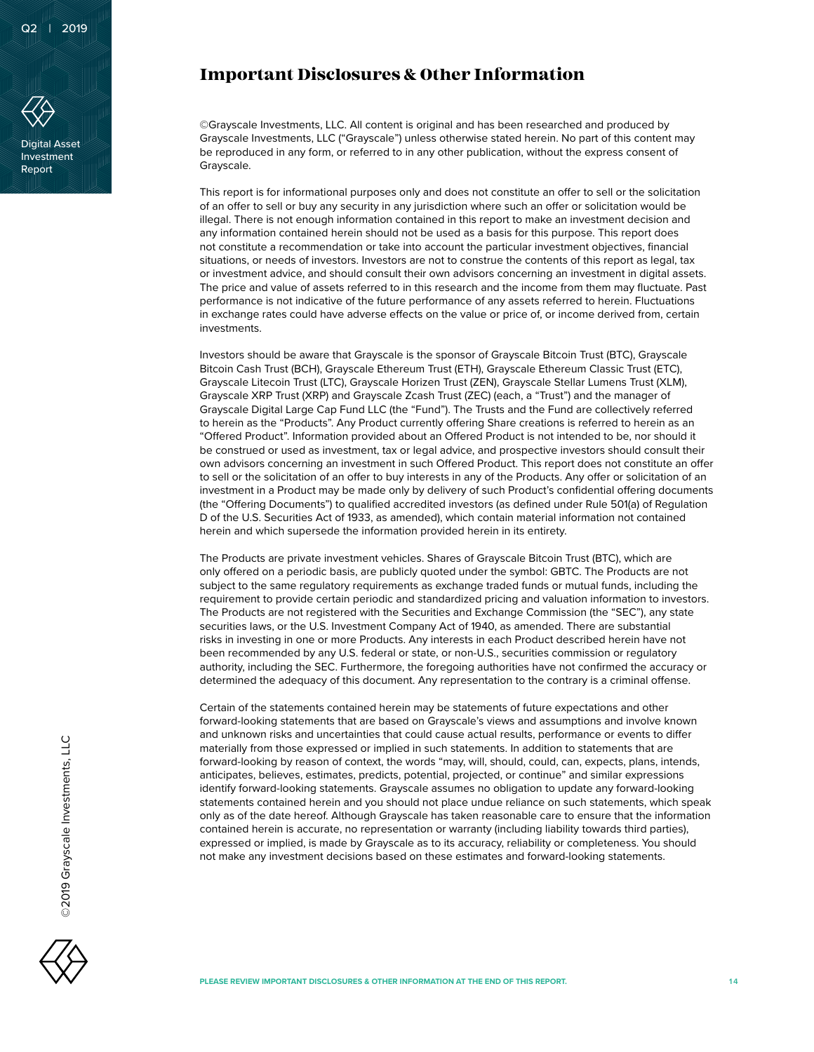# Important Disclosures & Other Information

©Grayscale Investments, LLC. All content is original and has been researched and produced by Grayscale Investments, LLC ("Grayscale") unless otherwise stated herein. No part of this content may be reproduced in any form, or referred to in any other publication, without the express consent of Grayscale.

This report is for informational purposes only and does not constitute an offer to sell or the solicitation of an offer to sell or buy any security in any jurisdiction where such an offer or solicitation would be illegal. There is not enough information contained in this report to make an investment decision and any information contained herein should not be used as a basis for this purpose. This report does not constitute a recommendation or take into account the particular investment objectives, financial situations, or needs of investors. Investors are not to construe the contents of this report as legal, tax or investment advice, and should consult their own advisors concerning an investment in digital assets. The price and value of assets referred to in this research and the income from them may fluctuate. Past performance is not indicative of the future performance of any assets referred to herein. Fluctuations in exchange rates could have adverse effects on the value or price of, or income derived from, certain investments.

Investors should be aware that Grayscale is the sponsor of Grayscale Bitcoin Trust (BTC), Grayscale Bitcoin Cash Trust (BCH), Grayscale Ethereum Trust (ETH), Grayscale Ethereum Classic Trust (ETC), Grayscale Litecoin Trust (LTC), Grayscale Horizen Trust (ZEN), Grayscale Stellar Lumens Trust (XLM), Grayscale XRP Trust (XRP) and Grayscale Zcash Trust (ZEC) (each, a "Trust") and the manager of Grayscale Digital Large Cap Fund LLC (the "Fund"). The Trusts and the Fund are collectively referred to herein as the "Products". Any Product currently offering Share creations is referred to herein as an "Offered Product". Information provided about an Offered Product is not intended to be, nor should it be construed or used as investment, tax or legal advice, and prospective investors should consult their own advisors concerning an investment in such Offered Product. This report does not constitute an offer to sell or the solicitation of an offer to buy interests in any of the Products. Any offer or solicitation of an investment in a Product may be made only by delivery of such Product's confidential offering documents (the "Offering Documents") to qualified accredited investors (as defined under Rule 501(a) of Regulation D of the U.S. Securities Act of 1933, as amended), which contain material information not contained herein and which supersede the information provided herein in its entirety.

The Products are private investment vehicles. Shares of Grayscale Bitcoin Trust (BTC), which are only offered on a periodic basis, are publicly quoted under the symbol: GBTC. The Products are not subject to the same regulatory requirements as exchange traded funds or mutual funds, including the requirement to provide certain periodic and standardized pricing and valuation information to investors. The Products are not registered with the Securities and Exchange Commission (the "SEC"), any state securities laws, or the U.S. Investment Company Act of 1940, as amended. There are substantial risks in investing in one or more Products. Any interests in each Product described herein have not been recommended by any U.S. federal or state, or non-U.S., securities commission or regulatory authority, including the SEC. Furthermore, the foregoing authorities have not confirmed the accuracy or determined the adequacy of this document. Any representation to the contrary is a criminal offense.

Certain of the statements contained herein may be statements of future expectations and other forward-looking statements that are based on Grayscale's views and assumptions and involve known and unknown risks and uncertainties that could cause actual results, performance or events to differ materially from those expressed or implied in such statements. In addition to statements that are forward-looking by reason of context, the words "may, will, should, could, can, expects, plans, intends, anticipates, believes, estimates, predicts, potential, projected, or continue" and similar expressions identify forward-looking statements. Grayscale assumes no obligation to update any forward-looking statements contained herein and you should not place undue reliance on such statements, which speak only as of the date hereof. Although Grayscale has taken reasonable care to ensure that the information contained herein is accurate, no representation or warranty (including liability towards third parties), expressed or implied, is made by Grayscale as to its accuracy, reliability or completeness. You should not make any investment decisions based on these estimates and forward-looking statements.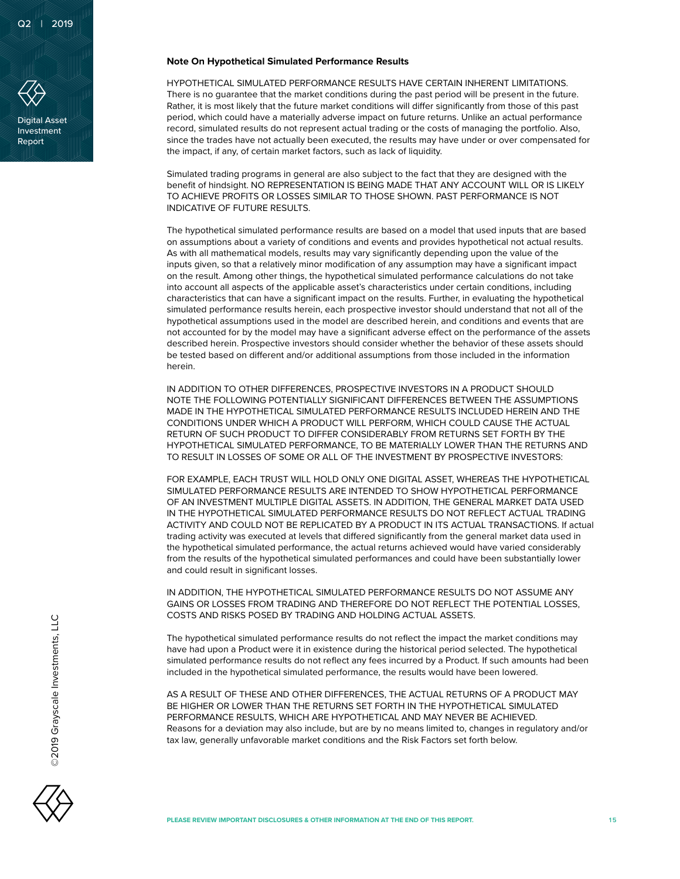**Note On Hypothetical Simulated Performance Results**

HYPOTHETICAL SIMULATED PERFORMANCE RESULTS HAVE CERTAIN INHERENT LIMITATIONS. There is no guarantee that the market conditions during the past period will be present in the future. Rather, it is most likely that the future market conditions will differ significantly from those of this past period, which could have a materially adverse impact on future returns. Unlike an actual performance record, simulated results do not represent actual trading or the costs of managing the portfolio. Also, since the trades have not actually been executed, the results may have under or over compensated for the impact, if any, of certain market factors, such as lack of liquidity.

Simulated trading programs in general are also subject to the fact that they are designed with the benefit of hindsight. NO REPRESENTATION IS BEING MADE THAT ANY ACCOUNT WILL OR IS LIKELY TO ACHIEVE PROFITS OR LOSSES SIMILAR TO THOSE SHOWN. PAST PERFORMANCE IS NOT INDICATIVE OF FUTURE RESULTS.

The hypothetical simulated performance results are based on a model that used inputs that are based on assumptions about a variety of conditions and events and provides hypothetical not actual results. As with all mathematical models, results may vary significantly depending upon the value of the inputs given, so that a relatively minor modification of any assumption may have a significant impact on the result. Among other things, the hypothetical simulated performance calculations do not take into account all aspects of the applicable asset's characteristics under certain conditions, including characteristics that can have a significant impact on the results. Further, in evaluating the hypothetical simulated performance results herein, each prospective investor should understand that not all of the hypothetical assumptions used in the model are described herein, and conditions and events that are not accounted for by the model may have a significant adverse effect on the performance of the assets described herein. Prospective investors should consider whether the behavior of these assets should be tested based on different and/or additional assumptions from those included in the information herein.

IN ADDITION TO OTHER DIFFERENCES, PROSPECTIVE INVESTORS IN A PRODUCT SHOULD NOTE THE FOLLOWING POTENTIALLY SIGNIFICANT DIFFERENCES BETWEEN THE ASSUMPTIONS MADE IN THE HYPOTHETICAL SIMULATED PERFORMANCE RESULTS INCLUDED HEREIN AND THE CONDITIONS UNDER WHICH A PRODUCT WILL PERFORM, WHICH COULD CAUSE THE ACTUAL RETURN OF SUCH PRODUCT TO DIFFER CONSIDERABLY FROM RETURNS SET FORTH BY THE HYPOTHETICAL SIMULATED PERFORMANCE, TO BE MATERIALLY LOWER THAN THE RETURNS AND TO RESULT IN LOSSES OF SOME OR ALL OF THE INVESTMENT BY PROSPECTIVE INVESTORS:

FOR EXAMPLE, EACH TRUST WILL HOLD ONLY ONE DIGITAL ASSET, WHEREAS THE HYPOTHETICAL SIMULATED PERFORMANCE RESULTS ARE INTENDED TO SHOW HYPOTHETICAL PERFORMANCE OF AN INVESTMENT MULTIPLE DIGITAL ASSETS. IN ADDITION, THE GENERAL MARKET DATA USED IN THE HYPOTHETICAL SIMULATED PERFORMANCE RESULTS DO NOT REFLECT ACTUAL TRADING ACTIVITY AND COULD NOT BE REPLICATED BY A PRODUCT IN ITS ACTUAL TRANSACTIONS. If actual trading activity was executed at levels that differed significantly from the general market data used in the hypothetical simulated performance, the actual returns achieved would have varied considerably from the results of the hypothetical simulated performances and could have been substantially lower and could result in significant losses.

IN ADDITION, THE HYPOTHETICAL SIMULATED PERFORMANCE RESULTS DO NOT ASSUME ANY GAINS OR LOSSES FROM TRADING AND THEREFORE DO NOT REFLECT THE POTENTIAL LOSSES, COSTS AND RISKS POSED BY TRADING AND HOLDING ACTUAL ASSETS.

The hypothetical simulated performance results do not reflect the impact the market conditions may have had upon a Product were it in existence during the historical period selected. The hypothetical simulated performance results do not reflect any fees incurred by a Product. If such amounts had been included in the hypothetical simulated performance, the results would have been lowered.

AS A RESULT OF THESE AND OTHER DIFFERENCES, THE ACTUAL RETURNS OF A PRODUCT MAY BE HIGHER OR LOWER THAN THE RETURNS SET FORTH IN THE HYPOTHETICAL SIMULATED PERFORMANCE RESULTS, WHICH ARE HYPOTHETICAL AND MAY NEVER BE ACHIEVED. Reasons for a deviation may also include, but are by no means limited to, changes in regulatory and/or tax law, generally unfavorable market conditions and the Risk Factors set forth below.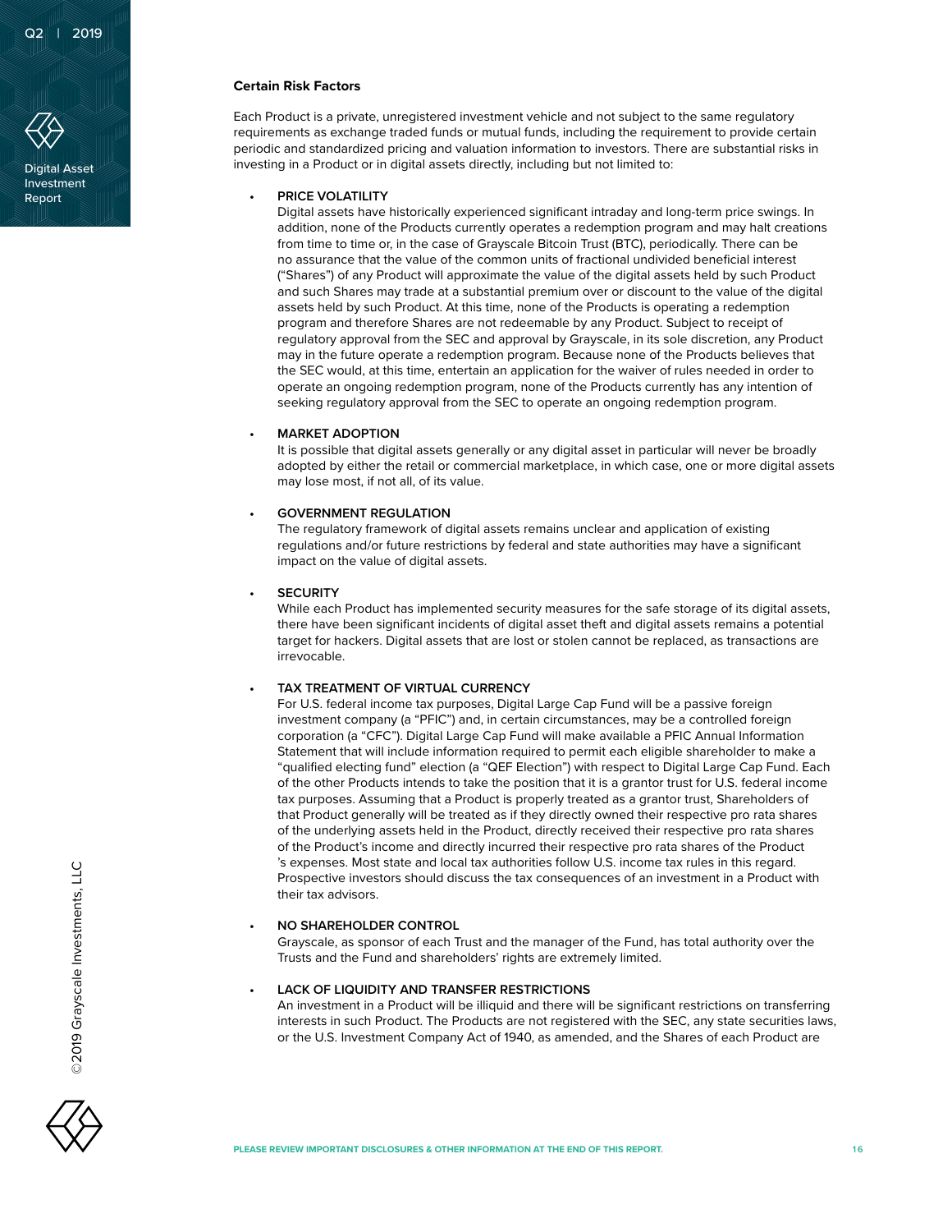### Certain Risk Factors

Each Product is a private, unregistered investment vehicle and not subject to the same regulatory requirements as exchange traded funds or mutual funds, including the requirement to provide certain periodic and standardized pricing and valuation information to investors. There are substantial risks in investing in a Product or in digital assets directly, including but not limited to:

- **PRICE VOLATILITY**
  Digital assets have historically experienced significant intraday and long-term price swings. In addition, none of the Products currently operates a redemption program and may halt creations from time to time or, in the case of Grayscale Bitcoin Trust (BTC), periodically. There can be no assurance that the value of the common units of fractional undivided beneficial interest ("Shares") of any Product will approximate the value of the digital assets held by such Product and such Shares may trade at a substantial premium over or discount to the value of the digital assets held by such Product. At this time, none of the Products is operating a redemption program and therefore Shares are not redeemable by any Product. Subject to receipt of regulatory approval from the SEC and approval by Grayscale, in its sole discretion, any Product may in the future operate a redemption program. Because none of the Products believes that the SEC would, at this time, entertain an application for the waiver of rules needed in order to operate an ongoing redemption program, none of the Products currently has any intention of seeking regulatory approval from the SEC to operate an ongoing redemption program.

- **MARKET ADOPTION**
  It is possible that digital assets generally or any digital asset in particular will never be broadly adopted by either the retail or commercial marketplace, in which case, one or more digital assets may lose most, if not all, of its value.

- **GOVERNMENT REGULATION**
  The regulatory framework of digital assets remains unclear and application of existing regulations and/or future restrictions by federal and state authorities may have a significant impact on the value of digital assets.

- **SECURITY**
  While each Product has implemented security measures for the safe storage of its digital assets, there have been significant incidents of digital asset theft and digital assets remains a potential target for hackers. Digital assets that are lost or stolen cannot be replaced, as transactions are irrevocable.

- **TAX TREATMENT OF VIRTUAL CURRENCY**
  For U.S. federal income tax purposes, Digital Large Cap Fund will be a passive foreign investment company (a "PFIC") and, in certain circumstances, may be a controlled foreign corporation (a "CFC"). Digital Large Cap Fund will make available a PFIC Annual Information Statement that will include information required to permit each eligible shareholder to make a "qualified electing fund" election (a "QEF Election") with respect to Digital Large Cap Fund. Each of the other Products intends to take the position that it is a grantor trust for U.S. federal income tax purposes. Assuming that a Product is properly treated as a grantor trust, Shareholders of that Product generally will be treated as if they directly owned their respective pro rata shares of the underlying assets held in the Product, directly received their respective pro rata shares of the Product's income and directly incurred their respective pro rata shares of the Product 's expenses. Most state and local tax authorities follow U.S. income tax rules in this regard. Prospective investors should discuss the tax consequences of an investment in a Product with their tax advisors.

- **NO SHAREHOLDER CONTROL**
  Grayscale, as sponsor of each Trust and the manager of the Fund, has total authority over the Trusts and the Fund and shareholders' rights are extremely limited.

- **LACK OF LIQUIDITY AND TRANSFER RESTRICTIONS**
  An investment in a Product will be illiquid and there will be significant restrictions on transferring interests in such Product. The Products are not registered with the SEC, any state securities laws, or the U.S. Investment Company Act of 1940, as amended, and the Shares of each Product are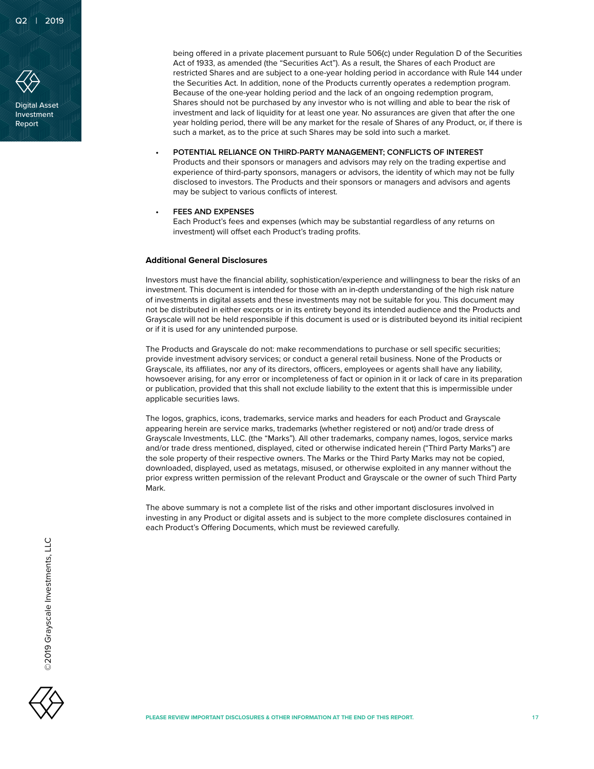being offered in a private placement pursuant to Rule 506(c) under Regulation D of the Securities Act of 1933, as amended (the "Securities Act"). As a result, the Shares of each Product are restricted Shares and are subject to a one-year holding period in accordance with Rule 144 under the Securities Act. In addition, none of the Products currently operates a redemption program. Because of the one-year holding period and the lack of an ongoing redemption program, Shares should not be purchased by any investor who is not willing and able to bear the risk of investment and lack of liquidity for at least one year. No assurances are given that after the one year holding period, there will be any market for the resale of Shares of any Product, or, if there is such a market, as to the price at such Shares may be sold into such a market.

- **POTENTIAL RELIANCE ON THIRD-PARTY MANAGEMENT; CONFLICTS OF INTEREST**
  Products and their sponsors or managers and advisors may rely on the trading expertise and experience of third-party sponsors, managers or advisors, the identity of which may not be fully disclosed to investors. The Products and their sponsors or managers and advisors and agents may be subject to various conflicts of interest.

- **FEES AND EXPENSES**
  Each Product's fees and expenses (which may be substantial regardless of any returns on investment) will offset each Product's trading profits.

**Additional General Disclosures**

Investors must have the financial ability, sophistication/experience and willingness to bear the risks of an investment. This document is intended for those with an in-depth understanding of the high risk nature of investments in digital assets and these investments may not be suitable for you. This document may not be distributed in either excerpts or in its entirety beyond its intended audience and the Products and Grayscale will not be held responsible if this document is used or is distributed beyond its initial recipient or if it is used for any unintended purpose.

The Products and Grayscale do not: make recommendations to purchase or sell specific securities; provide investment advisory services; or conduct a general retail business. None of the Products or Grayscale, its affiliates, nor any of its directors, officers, employees or agents shall have any liability, howsoever arising, for any error or incompleteness of fact or opinion in it or lack of care in its preparation or publication, provided that this shall not exclude liability to the extent that this is impermissible under applicable securities laws.

The logos, graphics, icons, trademarks, service marks and headers for each Product and Grayscale appearing herein are service marks, trademarks (whether registered or not) and/or trade dress of Grayscale Investments, LLC. (the "Marks"). All other trademarks, company names, logos, service marks and/or trade dress mentioned, displayed, cited or otherwise indicated herein ("Third Party Marks") are the sole property of their respective owners. The Marks or the Third Party Marks may not be copied, downloaded, displayed, used as metatags, misused, or otherwise exploited in any manner without the prior express written permission of the relevant Product and Grayscale or the owner of such Third Party Mark.

The above summary is not a complete list of the risks and other important disclosures involved in investing in any Product or digital assets and is subject to the more complete disclosures contained in each Product's Offering Documents, which must be reviewed carefully.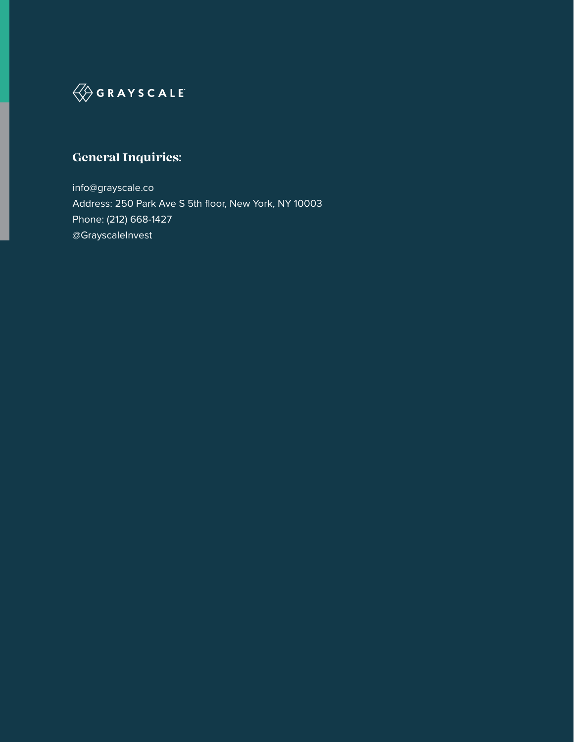GRAYSCALE

## General Inquiries:

info@grayscale.co
Address: 250 Park Ave S 5th floor, New York, NY 10003
Phone: (212) 668-1427
@GrayscaleInvest